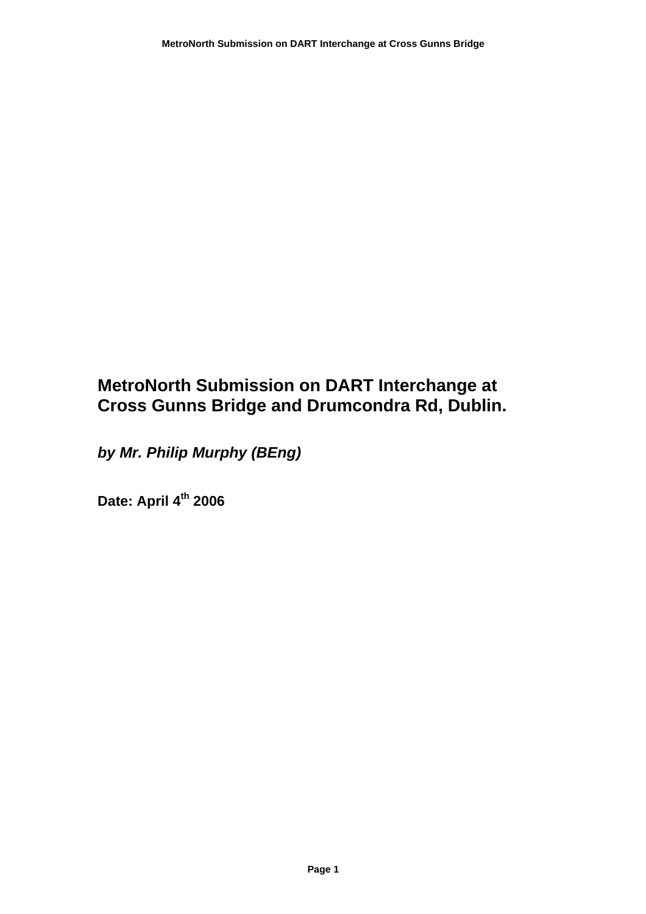# MetroNorth Submission on DART Interchange at Cross Gunns Bridge and Drumcondra Rd, Dublin.

***by Mr. Philip Murphy (BEng)***

**Date: April 4th 2006**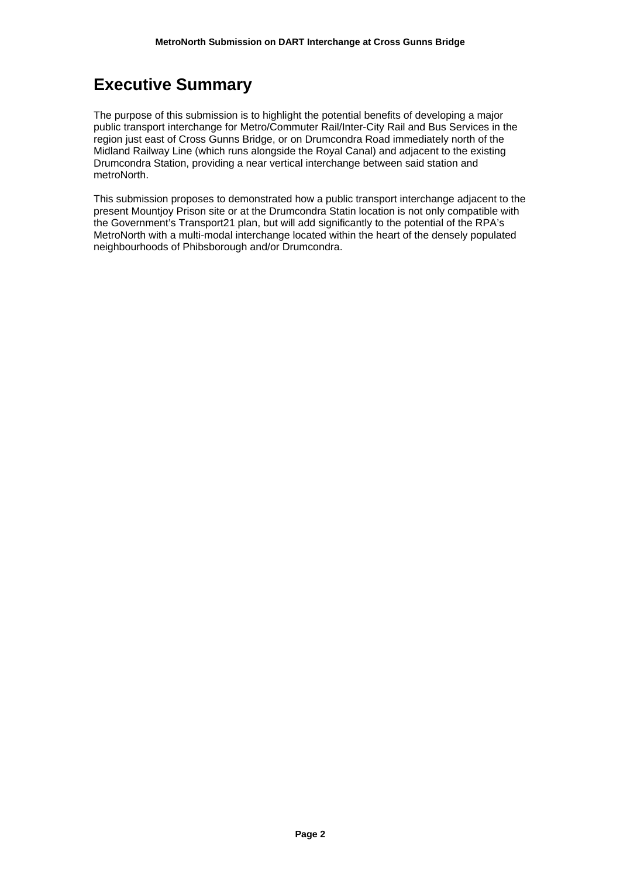# Executive Summary

The purpose of this submission is to highlight the potential benefits of developing a major public transport interchange for Metro/Commuter Rail/Inter-City Rail and Bus Services in the region just east of Cross Gunns Bridge, or on Drumcondra Road immediately north of the Midland Railway Line (which runs alongside the Royal Canal) and adjacent to the existing Drumcondra Station, providing a near vertical interchange between said station and metroNorth.

This submission proposes to demonstrated how a public transport interchange adjacent to the present Mountjoy Prison site or at the Drumcondra Statin location is not only compatible with the Government's Transport21 plan, but will add significantly to the potential of the RPA's MetroNorth with a multi-modal interchange located within the heart of the densely populated neighbourhoods of Phibsborough and/or Drumcondra.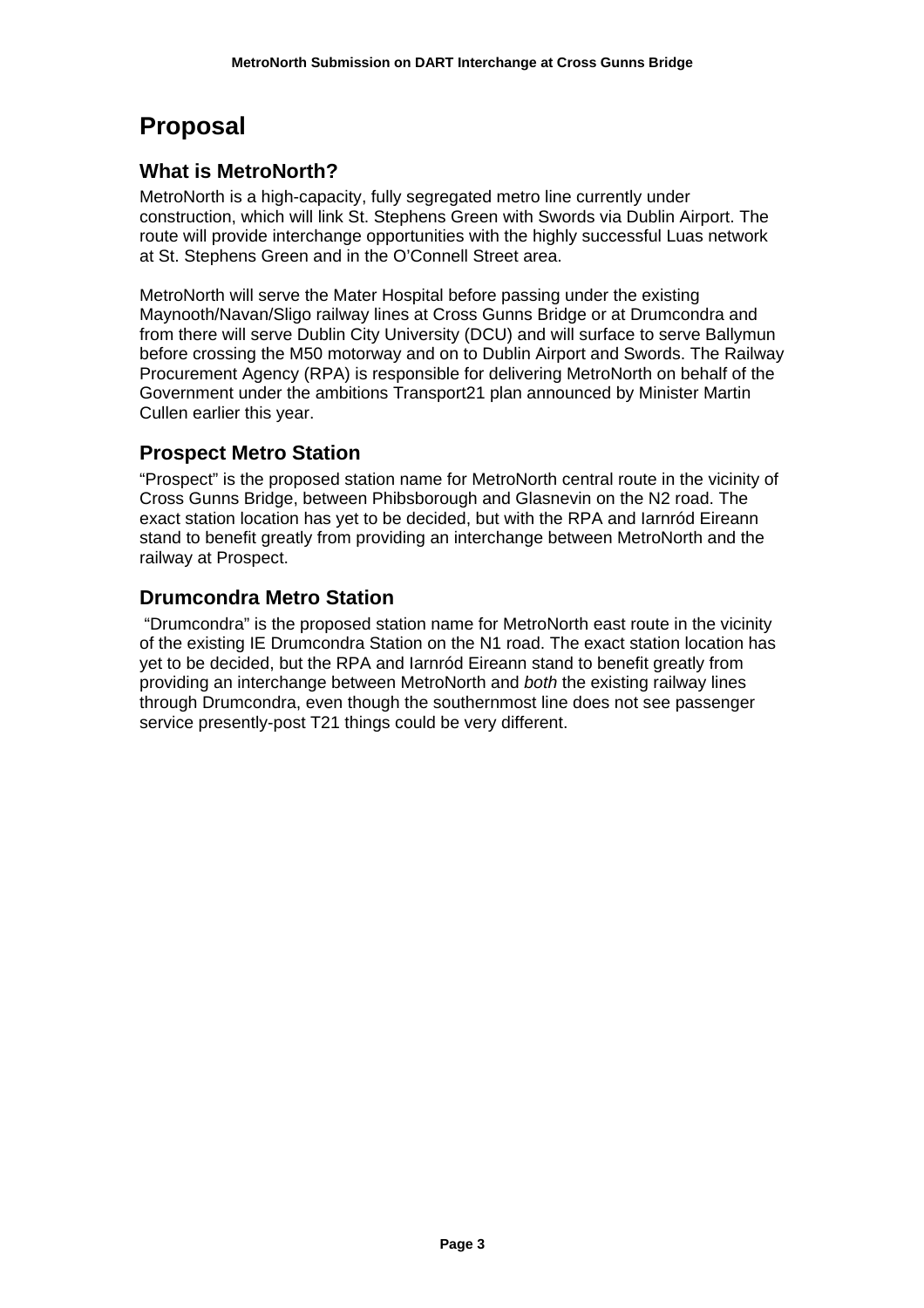# Proposal

## What is MetroNorth?

MetroNorth is a high-capacity, fully segregated metro line currently under construction, which will link St. Stephens Green with Swords via Dublin Airport. The route will provide interchange opportunities with the highly successful Luas network at St. Stephens Green and in the O'Connell Street area.

MetroNorth will serve the Mater Hospital before passing under the existing Maynooth/Navan/Sligo railway lines at Cross Gunns Bridge or at Drumcondra and from there will serve Dublin City University (DCU) and will surface to serve Ballymun before crossing the M50 motorway and on to Dublin Airport and Swords. The Railway Procurement Agency (RPA) is responsible for delivering MetroNorth on behalf of the Government under the ambitions Transport21 plan announced by Minister Martin Cullen earlier this year.

## Prospect Metro Station

"Prospect" is the proposed station name for MetroNorth central route in the vicinity of Cross Gunns Bridge, between Phibsborough and Glasnevin on the N2 road. The exact station location has yet to be decided, but with the RPA and Iarnród Eireann stand to benefit greatly from providing an interchange between MetroNorth and the railway at Prospect.

## Drumcondra Metro Station

"Drumcondra" is the proposed station name for MetroNorth east route in the vicinity of the existing IE Drumcondra Station on the N1 road. The exact station location has yet to be decided, but the RPA and Iarnród Eireann stand to benefit greatly from providing an interchange between MetroNorth and *both* the existing railway lines through Drumcondra, even though the southernmost line does not see passenger service presently-post T21 things could be very different.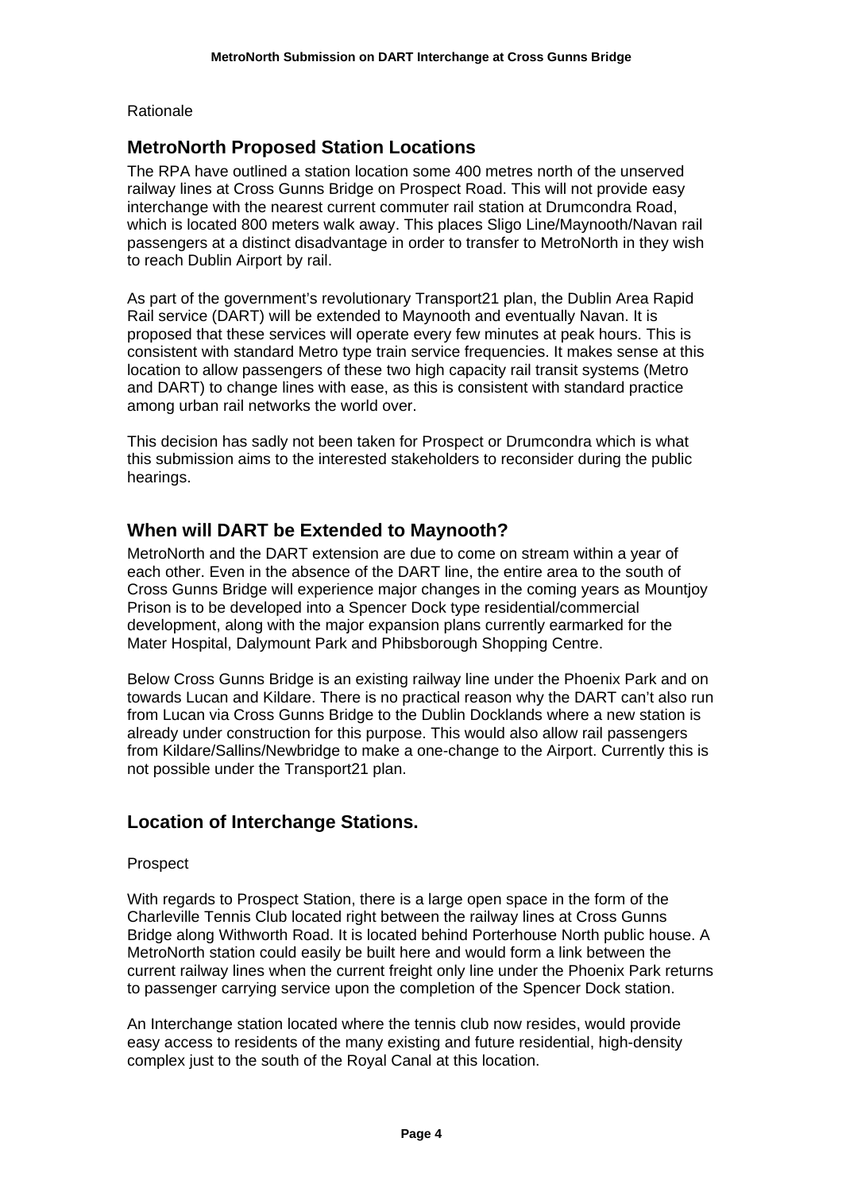Rationale

## MetroNorth Proposed Station Locations

The RPA have outlined a station location some 400 metres north of the unserved railway lines at Cross Gunns Bridge on Prospect Road. This will not provide easy interchange with the nearest current commuter rail station at Drumcondra Road, which is located 800 meters walk away. This places Sligo Line/Maynooth/Navan rail passengers at a distinct disadvantage in order to transfer to MetroNorth in they wish to reach Dublin Airport by rail.

As part of the government's revolutionary Transport21 plan, the Dublin Area Rapid Rail service (DART) will be extended to Maynooth and eventually Navan. It is proposed that these services will operate every few minutes at peak hours. This is consistent with standard Metro type train service frequencies. It makes sense at this location to allow passengers of these two high capacity rail transit systems (Metro and DART) to change lines with ease, as this is consistent with standard practice among urban rail networks the world over.

This decision has sadly not been taken for Prospect or Drumcondra which is what this submission aims to the interested stakeholders to reconsider during the public hearings.

## When will DART be Extended to Maynooth?

MetroNorth and the DART extension are due to come on stream within a year of each other. Even in the absence of the DART line, the entire area to the south of Cross Gunns Bridge will experience major changes in the coming years as Mountjoy Prison is to be developed into a Spencer Dock type residential/commercial development, along with the major expansion plans currently earmarked for the Mater Hospital, Dalymount Park and Phibsborough Shopping Centre.

Below Cross Gunns Bridge is an existing railway line under the Phoenix Park and on towards Lucan and Kildare. There is no practical reason why the DART can't also run from Lucan via Cross Gunns Bridge to the Dublin Docklands where a new station is already under construction for this purpose. This would also allow rail passengers from Kildare/Sallins/Newbridge to make a one-change to the Airport. Currently this is not possible under the Transport21 plan.

## Location of Interchange Stations.

Prospect

With regards to Prospect Station, there is a large open space in the form of the Charleville Tennis Club located right between the railway lines at Cross Gunns Bridge along Withworth Road. It is located behind Porterhouse North public house. A MetroNorth station could easily be built here and would form a link between the current railway lines when the current freight only line under the Phoenix Park returns to passenger carrying service upon the completion of the Spencer Dock station.

An Interchange station located where the tennis club now resides, would provide easy access to residents of the many existing and future residential, high-density complex just to the south of the Royal Canal at this location.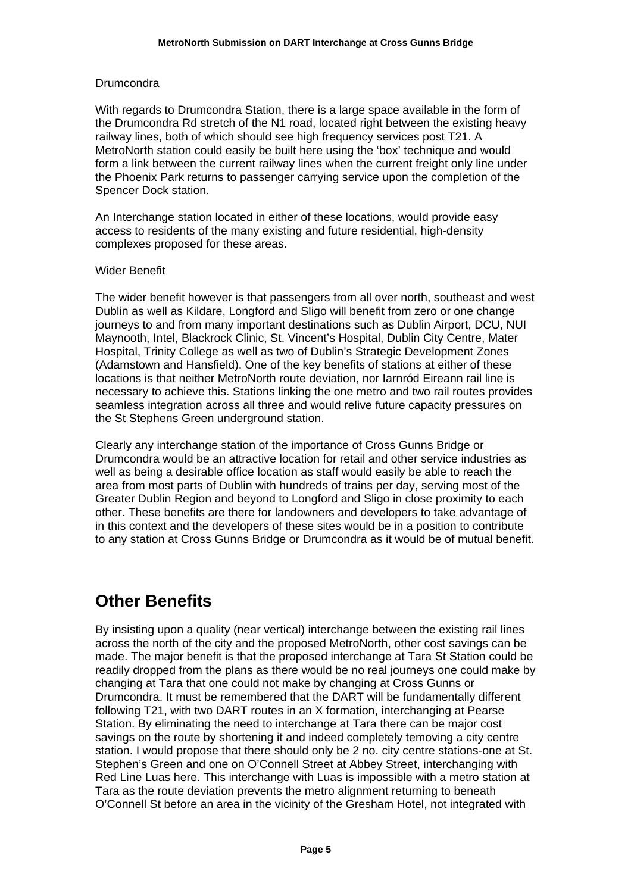Drumcondra

With regards to Drumcondra Station, there is a large space available in the form of the Drumcondra Rd stretch of the N1 road, located right between the existing heavy railway lines, both of which should see high frequency services post T21. A MetroNorth station could easily be built here using the 'box' technique and would form a link between the current railway lines when the current freight only line under the Phoenix Park returns to passenger carrying service upon the completion of the Spencer Dock station.

An Interchange station located in either of these locations, would provide easy access to residents of the many existing and future residential, high-density complexes proposed for these areas.

Wider Benefit

The wider benefit however is that passengers from all over north, southeast and west Dublin as well as Kildare, Longford and Sligo will benefit from zero or one change journeys to and from many important destinations such as Dublin Airport, DCU, NUI Maynooth, Intel, Blackrock Clinic, St. Vincent's Hospital, Dublin City Centre, Mater Hospital, Trinity College as well as two of Dublin's Strategic Development Zones (Adamstown and Hansfield). One of the key benefits of stations at either of these locations is that neither MetroNorth route deviation, nor Iarnród Eireann rail line is necessary to achieve this. Stations linking the one metro and two rail routes provides seamless integration across all three and would relive future capacity pressures on the St Stephens Green underground station.

Clearly any interchange station of the importance of Cross Gunns Bridge or Drumcondra would be an attractive location for retail and other service industries as well as being a desirable office location as staff would easily be able to reach the area from most parts of Dublin with hundreds of trains per day, serving most of the Greater Dublin Region and beyond to Longford and Sligo in close proximity to each other. These benefits are there for landowners and developers to take advantage of in this context and the developers of these sites would be in a position to contribute to any station at Cross Gunns Bridge or Drumcondra as it would be of mutual benefit.

## Other Benefits

By insisting upon a quality (near vertical) interchange between the existing rail lines across the north of the city and the proposed MetroNorth, other cost savings can be made. The major benefit is that the proposed interchange at Tara St Station could be readily dropped from the plans as there would be no real journeys one could make by changing at Tara that one could not make by changing at Cross Gunns or Drumcondra. It must be remembered that the DART will be fundamentally different following T21, with two DART routes in an X formation, interchanging at Pearse Station. By eliminating the need to interchange at Tara there can be major cost savings on the route by shortening it and indeed completely temoving a city centre station. I would propose that there should only be 2 no. city centre stations-one at St. Stephen's Green and one on O'Connell Street at Abbey Street, interchanging with Red Line Luas here. This interchange with Luas is impossible with a metro station at Tara as the route deviation prevents the metro alignment returning to beneath O'Connell St before an area in the vicinity of the Gresham Hotel, not integrated with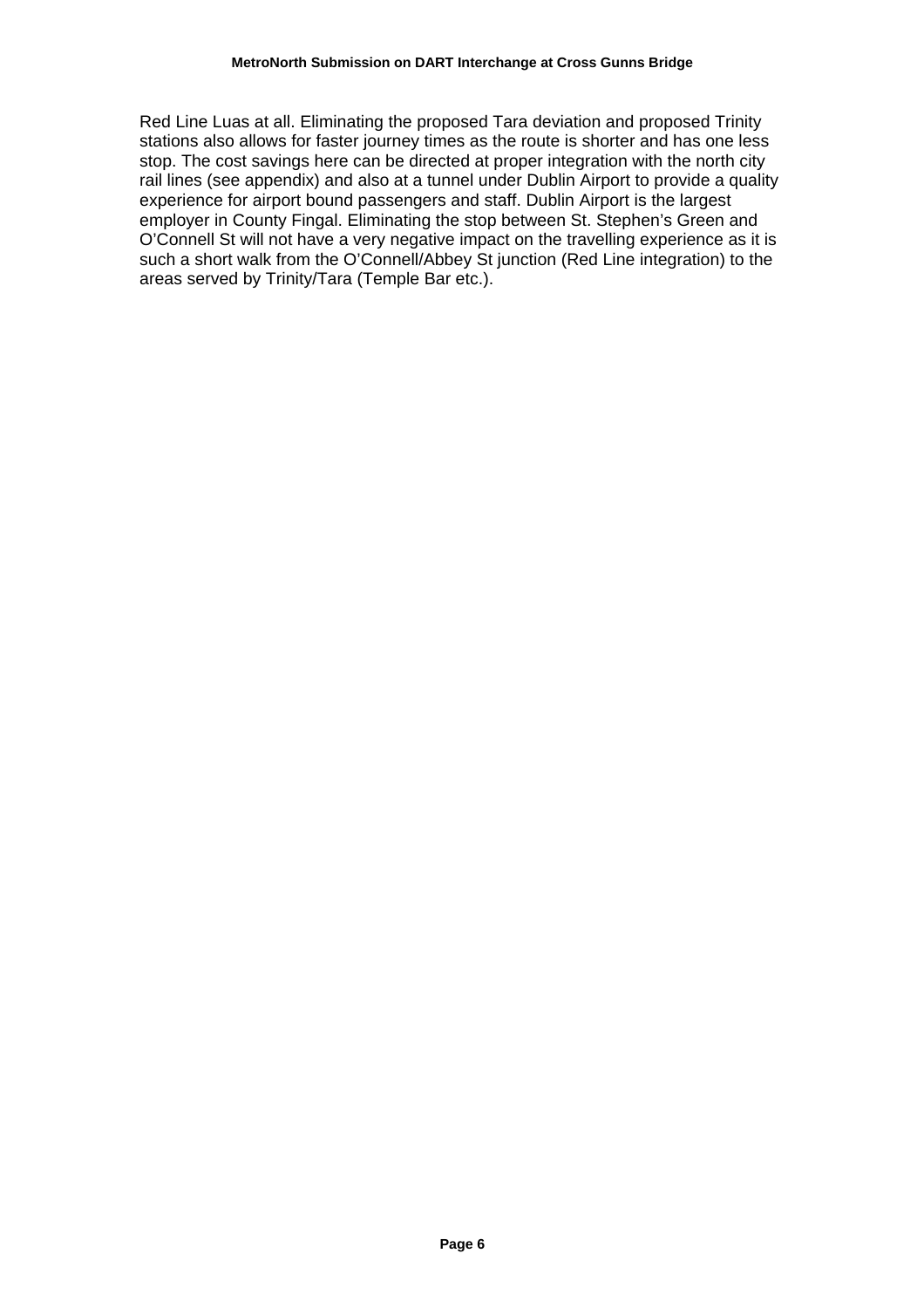Red Line Luas at all. Eliminating the proposed Tara deviation and proposed Trinity stations also allows for faster journey times as the route is shorter and has one less stop. The cost savings here can be directed at proper integration with the north city rail lines (see appendix) and also at a tunnel under Dublin Airport to provide a quality experience for airport bound passengers and staff. Dublin Airport is the largest employer in County Fingal. Eliminating the stop between St. Stephen's Green and O'Connell St will not have a very negative impact on the travelling experience as it is such a short walk from the O'Connell/Abbey St junction (Red Line integration) to the areas served by Trinity/Tara (Temple Bar etc.).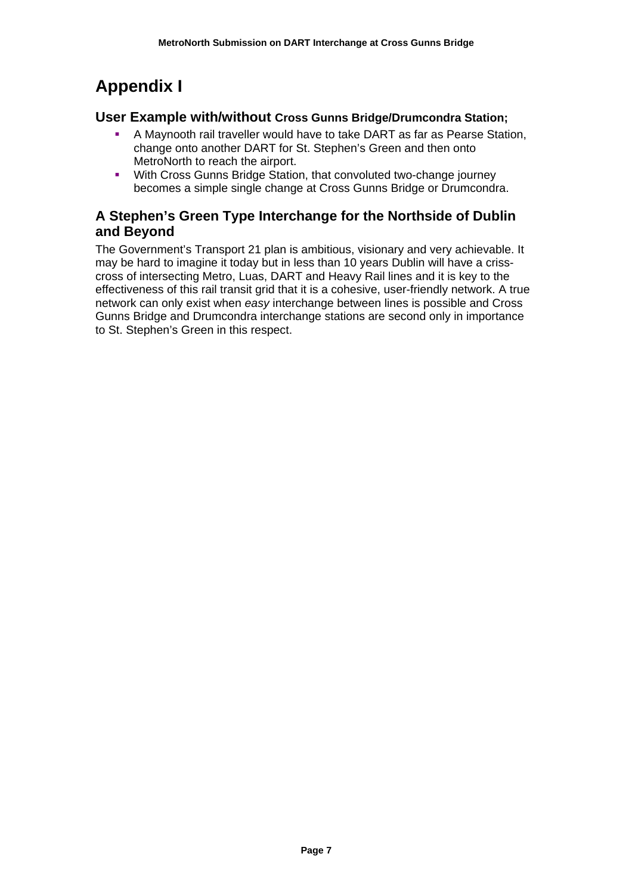# Appendix I

## User Example with/without **Cross Gunns Bridge/Drumcondra Station;**

- A Maynooth rail traveller would have to take DART as far as Pearse Station, change onto another DART for St. Stephen's Green and then onto MetroNorth to reach the airport.
- With Cross Gunns Bridge Station, that convoluted two-change journey becomes a simple single change at Cross Gunns Bridge or Drumcondra.

## A Stephen's Green Type Interchange for the Northside of Dublin and Beyond

The Government's Transport 21 plan is ambitious, visionary and very achievable. It may be hard to imagine it today but in less than 10 years Dublin will have a criss-cross of intersecting Metro, Luas, DART and Heavy Rail lines and it is key to the effectiveness of this rail transit grid that it is a cohesive, user-friendly network. A true network can only exist when *easy* interchange between lines is possible and Cross Gunns Bridge and Drumcondra interchange stations are second only in importance to St. Stephen's Green in this respect.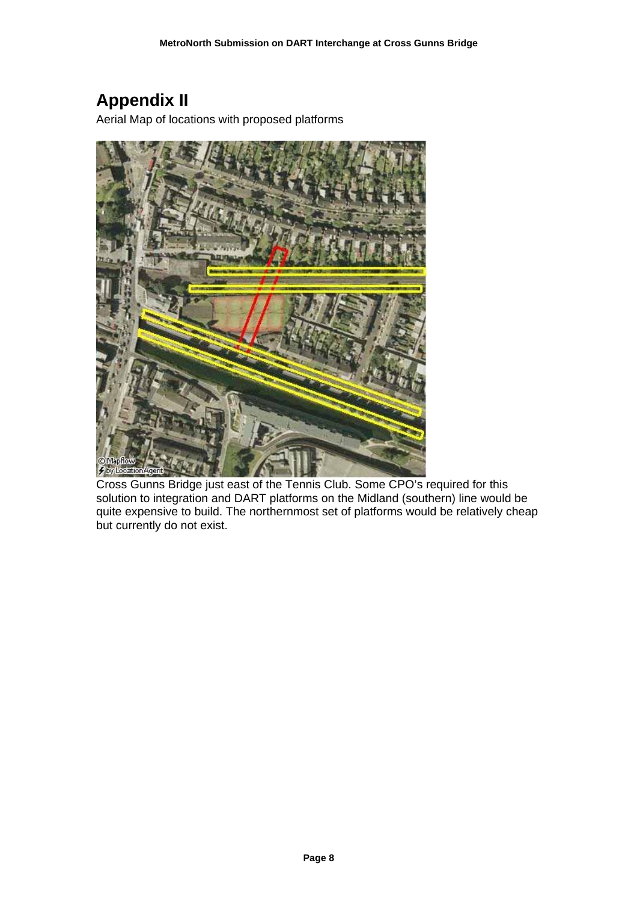# Appendix II

Aerial Map of locations with proposed platforms

Cross Gunns Bridge just east of the Tennis Club. Some CPO's required for this solution to integration and DART platforms on the Midland (southern) line would be quite expensive to build. The northernmost set of platforms would be relatively cheap but currently do not exist.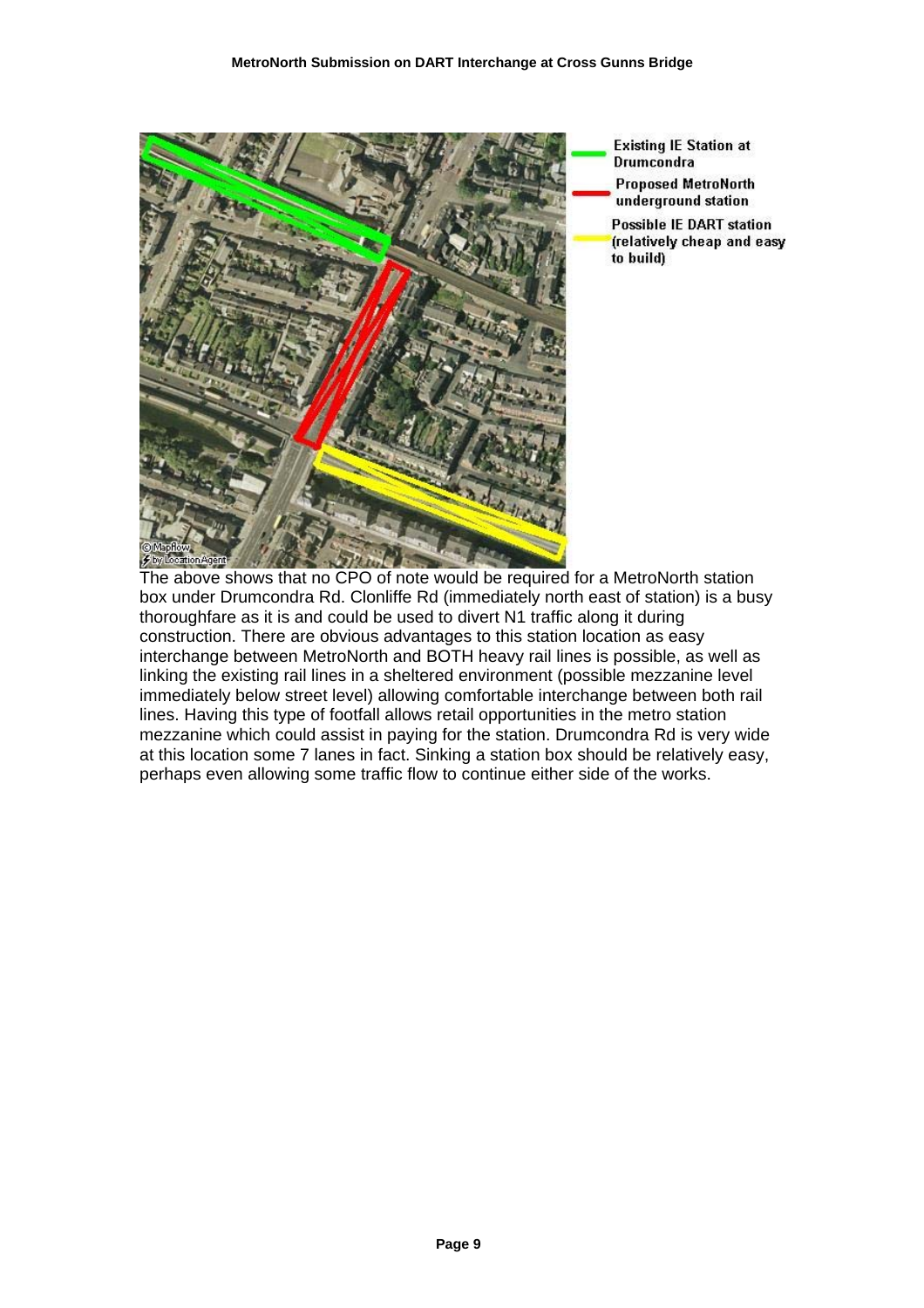Existing IE Station at Drumcondra

Proposed MetroNorth underground station

Possible IE DART station (relatively cheap and easy to build)

© Mapflow
by LocationAgent

The above shows that no CPO of note would be required for a MetroNorth station box under Drumcondra Rd. Clonliffe Rd (immediately north east of station) is a busy thoroughfare as it is and could be used to divert N1 traffic along it during construction. There are obvious advantages to this station location as easy interchange between MetroNorth and BOTH heavy rail lines is possible, as well as linking the existing rail lines in a sheltered environment (possible mezzanine level immediately below street level) allowing comfortable interchange between both rail lines. Having this type of footfall allows retail opportunities in the metro station mezzanine which could assist in paying for the station. Drumcondra Rd is very wide at this location some 7 lanes in fact. Sinking a station box should be relatively easy, perhaps even allowing some traffic flow to continue either side of the works.